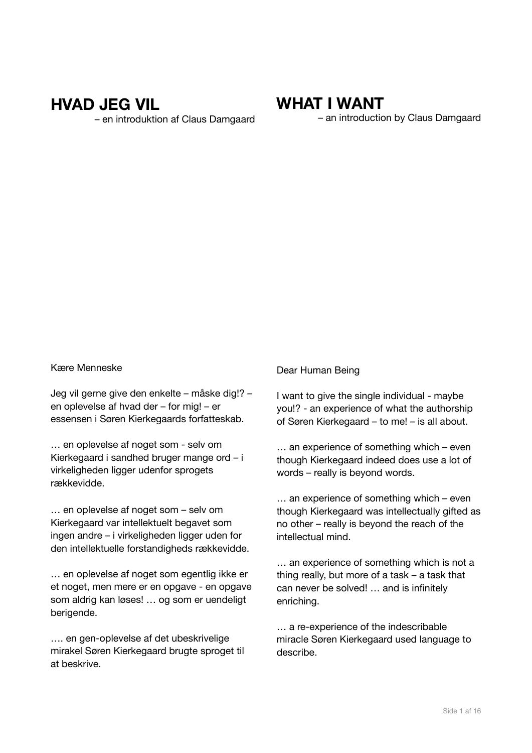# HVAD JEG VIL

– en introduktion af Claus Damgaard

Kære Menneske

Jeg vil gerne give den enkelte – måske dig!? – en oplevelse af hvad der – for mig! – er essensen i Søren Kierkegaards forfatteskab.

… en oplevelse af noget som - selv om Kierkegaard i sandhed bruger mange ord – i virkeligheden ligger udenfor sprogets rækkevidde.

… en oplevelse af noget som – selv om Kierkegaard var intellektuelt begavet som ingen andre – i virkeligheden ligger uden for den intellektuelle forstandigheds rækkevidde.

… en oplevelse af noget som egentlig ikke er et noget, men mere er en opgave - en opgave som aldrig kan løses! … og som er uendeligt berigende.

…. en gen-oplevelse af det ubeskrivelige mirakel Søren Kierkegaard brugte sproget til at beskrive.

# WHAT I WANT

– an introduction by Claus Damgaard

Dear Human Being

I want to give the single individual - maybe you!? - an experience of what the authorship of Søren Kierkegaard – to me! – is all about.

… an experience of something which – even though Kierkegaard indeed does use a lot of words – really is beyond words.

… an experience of something which – even though Kierkegaard was intellectually gifted as no other – really is beyond the reach of the intellectual mind.

… an experience of something which is not a thing really, but more of a task – a task that can never be solved! … and is infinitely enriching.

… a re-experience of the indescribable miracle Søren Kierkegaard used language to describe.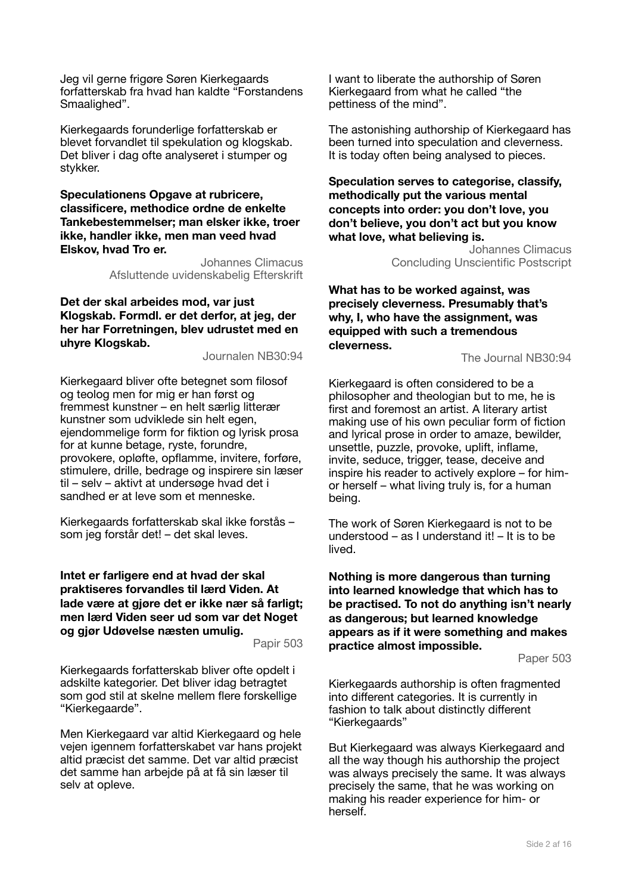Jeg vil gerne frigøre Søren Kierkegaards forfatterskab fra hvad han kaldte "Forstandens Smaalighed".

I want to liberate the authorship of Søren Kierkegaard from what he called "the pettiness of the mind".

Kierkegaards forunderlige forfatterskab er blevet forvandlet til spekulation og klogskab. Det bliver i dag ofte analyseret i stumper og stykker.

The astonishing authorship of Kierkegaard has been turned into speculation and cleverness. It is today often being analysed to pieces.

**Speculationens Opgave at rubricere, classificere, methodice ordne de enkelte Tankebestemmelser; man elsker ikke, troer ikke, handler ikke, men man veed hvad Elskov, hvad Tro er.**

Johannes Climacus
Afsluttende uvidenskabelig Efterskrift

**Speculation serves to categorise, classify, methodically put the various mental concepts into order: you don't love, you don't believe, you don't act but you know what love, what believing is.**

Johannes Climacus
Concluding Unscientific Postscript

**Det der skal arbeides mod, var just Klogskab. Formdl. er det derfor, at jeg, der her har Forretningen, blev udrustet med en uhyre Klogskab.**

Journalen NB30:94

**What has to be worked against, was precisely cleverness. Presumably that's why, I, who have the assignment, was equipped with such a tremendous cleverness.**

The Journal NB30:94

Kierkegaard bliver ofte betegnet som filosof og teolog men for mig er han først og fremmest kunstner – en helt særlig litterær kunstner som udviklede sin helt egen, ejendommelige form for fiktion og lyrisk prosa for at kunne betage, ryste, forundre, provokere, opløfte, opflamme, invitere, forføre, stimulere, drille, bedrage og inspirere sin læser til – selv – aktivt at undersøge hvad det i sandhed er at leve som et menneske.

Kierkegaard is often considered to be a philosopher and theologian but to me, he is first and foremost an artist. A literary artist making use of his own peculiar form of fiction and lyrical prose in order to amaze, bewilder, unsettle, puzzle, provoke, uplift, inflame, invite, seduce, trigger, tease, deceive and inspire his reader to actively explore – for him- or herself – what living truly is, for a human being.

Kierkegaards forfatterskab skal ikke forstås – som jeg forstår det! – det skal leves.

The work of Søren Kierkegaard is not to be understood – as I understand it! – It is to be lived.

**Intet er farligere end at hvad der skal praktiseres forvandles til lærd Viden. At lade være at gjøre det er ikke nær så farligt; men lærd Viden seer ud som var det Noget og gjør Udøvelse næsten umulig.**

Papir 503

**Nothing is more dangerous than turning into learned knowledge that which has to be practised. To not do anything isn't nearly as dangerous; but learned knowledge appears as if it were something and makes practice almost impossible.**

Paper 503

Kierkegaards forfatterskab bliver ofte opdelt i adskilte kategorier. Det bliver idag betragtet som god stil at skelne mellem flere forskellige "Kierkegaarde".

Kierkegaards authorship is often fragmented into different categories. It is currently in fashion to talk about distinctly different "Kierkegaards"

Men Kierkegaard var altid Kierkegaard og hele vejen igennem forfatterskabet var hans projekt altid præcist det samme. Det var altid præcist det samme han arbejde på at få sin læser til selv at opleve.

But Kierkegaard was always Kierkegaard and all the way though his authorship the project was always precisely the same. It was always precisely the same, that he was working on making his reader experience for him- or herself.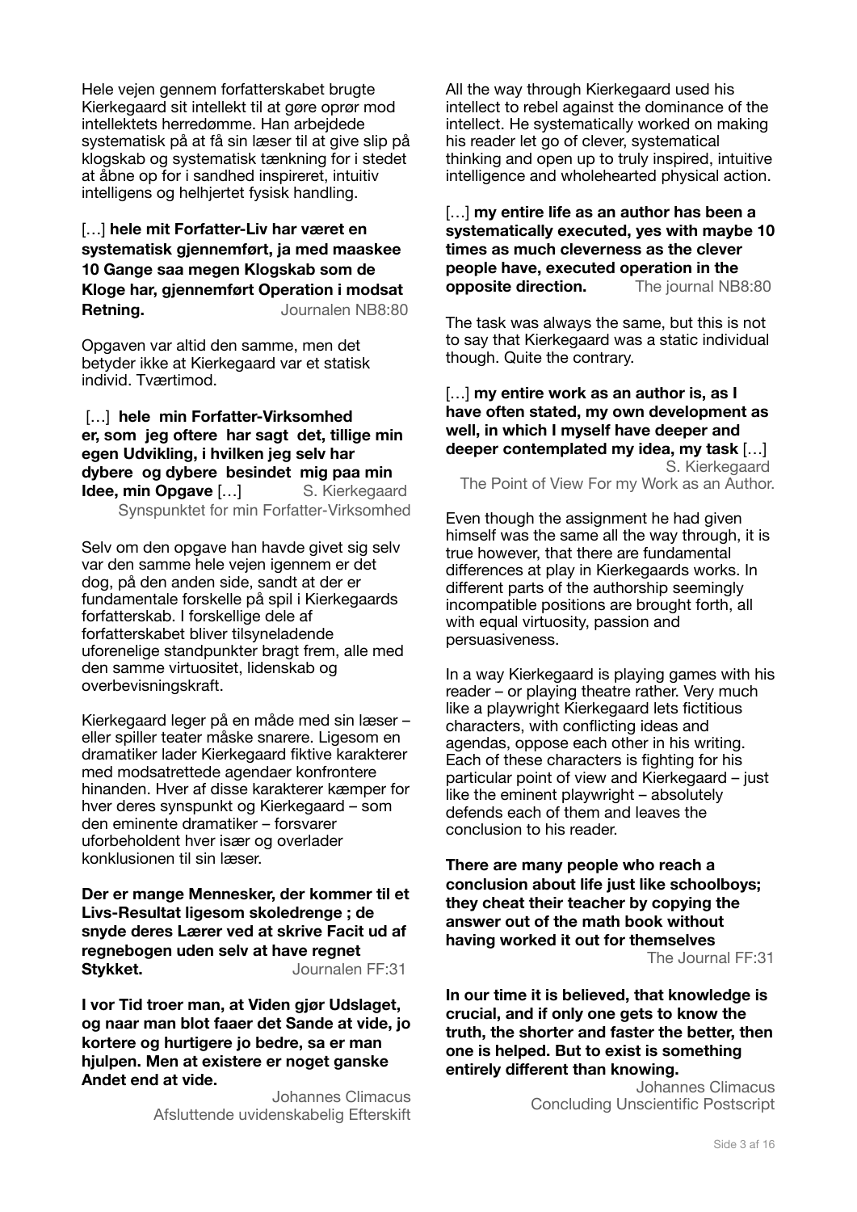Hele vejen gennem forfatterskabet brugte Kierkegaard sit intellekt til at gøre oprør mod intellektets herredømme. Han arbejdede systematisk på at få sin læser til at give slip på klogskab og systematisk tænkning for i stedet at åbne op for i sandhed inspireret, intuitiv intelligens og helhjertet fysisk handling.

[…] **hele mit Forfatter-Liv har været en systematisk gjennemført, ja med maaskee 10 Gange saa megen Klogskab som de Kloge har, gjennemført Operation i modsat Retning.** Journalen NB8:80

Opgaven var altid den samme, men det betyder ikke at Kierkegaard var et statisk individ. Tværtimod.

[…] **hele min Forfatter-Virksomhed er, som jeg oftere har sagt det, tillige min egen Udvikling, i hvilken jeg selv har dybere og dybere besindet mig paa min Idee, min Opgave** […] S. Kierkegaard
Synspunktet for min Forfatter-Virksomhed

Selv om den opgave han havde givet sig selv var den samme hele vejen igennem er det dog, på den anden side, sandt at der er fundamentale forskelle på spil i Kierkegaards forfatterskab. I forskellige dele af forfatterskabet bliver tilsyneladende uforenelige standpunkter bragt frem, alle med den samme virtuositet, lidenskab og overbevisningskraft.

Kierkegaard leger på en måde med sin læser – eller spiller teater måske snarere. Ligesom en dramatiker lader Kierkegaard fiktive karakterer med modsatrettede agendaer konfrontere hinanden. Hver af disse karakterer kæmper for hver deres synspunkt og Kierkegaard – som den eminente dramatiker – forsvarer uforbeholdent hver især og overlader konklusionen til sin læser.

**Der er mange Mennesker, der kommer til et Livs-Resultat ligesom skoledrenge ; de snyde deres Lærer ved at skrive Facit ud af regnebogen uden selv at have regnet Stykket.** Journalen FF:31

**I vor Tid troer man, at Viden gjør Udslaget, og naar man blot faaer det Sande at vide, jo kortere og hurtigere jo bedre, sa er man hjulpen. Men at existere er noget ganske Andet end at vide.**

Johannes Climacus
Afsluttende uvidenskabelig Efterskift

All the way through Kierkegaard used his intellect to rebel against the dominance of the intellect. He systematically worked on making his reader let go of clever, systematical thinking and open up to truly inspired, intuitive intelligence and wholehearted physical action.

[…] **my entire life as an author has been a systematically executed, yes with maybe 10 times as much cleverness as the clever people have, executed operation in the opposite direction.** The journal NB8:80

The task was always the same, but this is not to say that Kierkegaard was a static individual though. Quite the contrary.

[…] **my entire work as an author is, as I have often stated, my own development as well, in which I myself have deeper and deeper contemplated my idea, my task** […]
S. Kierkegaard
The Point of View For my Work as an Author.

Even though the assignment he had given himself was the same all the way through, it is true however, that there are fundamental differences at play in Kierkegaards works. In different parts of the authorship seemingly incompatible positions are brought forth, all with equal virtuosity, passion and persuasiveness.

In a way Kierkegaard is playing games with his reader – or playing theatre rather. Very much like a playwright Kierkegaard lets fictitious characters, with conflicting ideas and agendas, oppose each other in his writing. Each of these characters is fighting for his particular point of view and Kierkegaard – just like the eminent playwright – absolutely defends each of them and leaves the conclusion to his reader.

**There are many people who reach a conclusion about life just like schoolboys; they cheat their teacher by copying the answer out of the math book without having worked it out for themselves**
The Journal FF:31

**In our time it is believed, that knowledge is crucial, and if only one gets to know the truth, the shorter and faster the better, then one is helped. But to exist is something entirely different than knowing.**

Johannes Climacus
Concluding Unscientific Postscript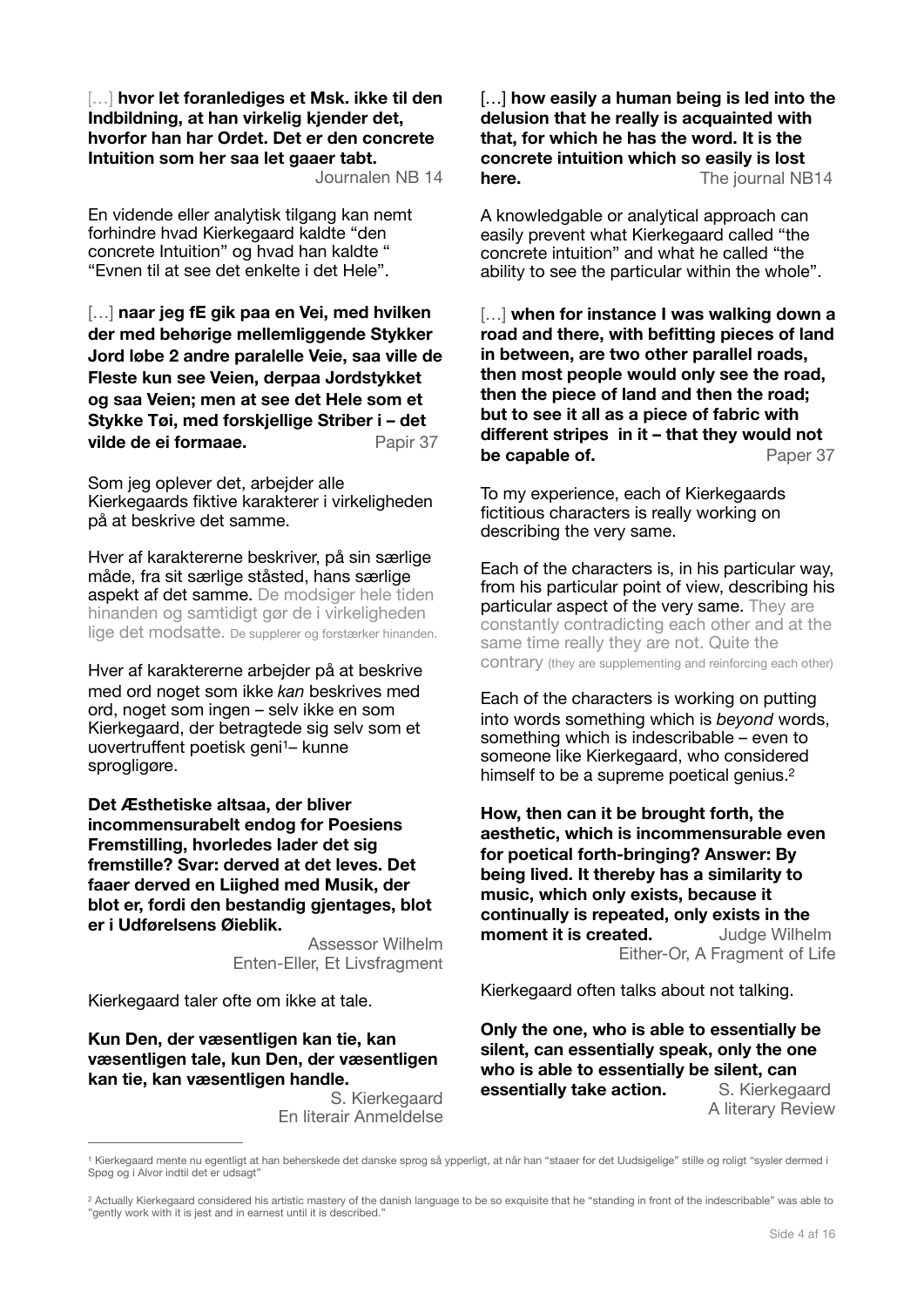[…] **hvor let foranlediges et Msk. ikke til den Indbildning, at han virkelig kjender det, hvorfor han har Ordet. Det er den concrete Intuition som her saa let gaaer tabt.**
Journalen NB 14

En vidende eller analytisk tilgang kan nemt forhindre hvad Kierkegaard kaldte "den concrete Intuition" og hvad han kaldte " "Evnen til at see det enkelte i det Hele".

[…] **naar jeg fE gik paa en Vei, med hvilken der med behørige mellemliggende Stykker Jord løbe 2 andre paralelle Veie, saa ville de Fleste kun see Veien, derpaa Jordstykket og saa Veien; men at see det Hele som et Stykke Tøi, med forskjellige Striber i – det vilde de ei formaae.**
Papir 37

Som jeg oplever det, arbejder alle Kierkegaards fiktive karakterer i virkeligheden på at beskrive det samme.

Hver af karaktererne beskriver, på sin særlige måde, fra sit særlige ståsted, hans særlige aspekt af det samme. De modsiger hele tiden hinanden og samtidigt gør de i virkeligheden lige det modsatte. De supplerer og forstærker hinanden.

Hver af karaktererne arbejder på at beskrive med ord noget som ikke *kan* beskrives med ord, noget som ingen – selv ikke en som Kierkegaard, der betragtede sig selv som et uovertruffent poetisk geni[1]– kunne sprogligøre.

**Det Æsthetiske altsaa, der bliver incommensurabelt endog for Poesiens Fremstilling, hvorledes lader det sig fremstille? Svar: derved at det leves. Det faaer derved en Lighed med Musik, der blot er, fordi den bestandig gjentages, blot er i Udførelsens Øieblik.**
Assessor Wilhelm
Enten-Eller, Et Livsfragment

Kierkegaard taler ofte om ikke at tale.

**Kun Den, der væsentligen kan tie, kan væsentligen tale, kun Den, der væsentligen kan tie, kan væsentligen handle.**
S. Kierkegaard
En literair Anmeldelse

[…] **how easily a human being is led into the delusion that he really is acquainted with that, for which he has the word. It is the concrete intuition which so easily is lost here.**
The journal NB14

A knowledgable or analytical approach can easily prevent what Kierkegaard called "the concrete intuition" and what he called "the ability to see the particular within the whole".

[…] **when for instance I was walking down a road and there, with befitting pieces of land in between, are two other parallel roads, then most people would only see the road, then the piece of land and then the road; but to see it all as a piece of fabric with different stripes in it – that they would not be capable of.**
Paper 37

To my experience, each of Kierkegaards fictitious characters is really working on describing the very same.

Each of the characters is, in his particular way, from his particular point of view, describing his particular aspect of the very same. They are constantly contradicting each other and at the same time really they are not. Quite the contrary (they are supplementing and reinforcing each other)

Each of the characters is working on putting into words something which is *beyond* words, something which is indescribable – even to someone like Kierkegaard, who considered himself to be a supreme poetical genius.[2]

**How, then can it be brought forth, the aesthetic, which is incommensurable even for poetical forth-bringing? Answer: By being lived. It thereby has a similarity to music, which only exists, because it continually is repeated, only exists in the moment it is created.**
Judge Wilhelm
Either-Or, A Fragment of Life

Kierkegaard often talks about not talking.

**Only the one, who is able to essentially be silent, can essentially speak, only the one who is able to essentially be silent, can essentially take action.**
S. Kierkegaard
A literary Review

---

[1] Kierkegaard mente nu egentligt at han beherskede det danske sprog så ypperligt, at når han "staaer for det Uudsigelige" stille og roligt "sysler dermed i Spøg og i Alvor indtil det er udsagt"

[2] Actually Kierkegaard considered his artistic mastery of the danish language to be so exquisite that he "standing in front of the indescribable" was able to "gently work with it is jest and in earnest until it is described."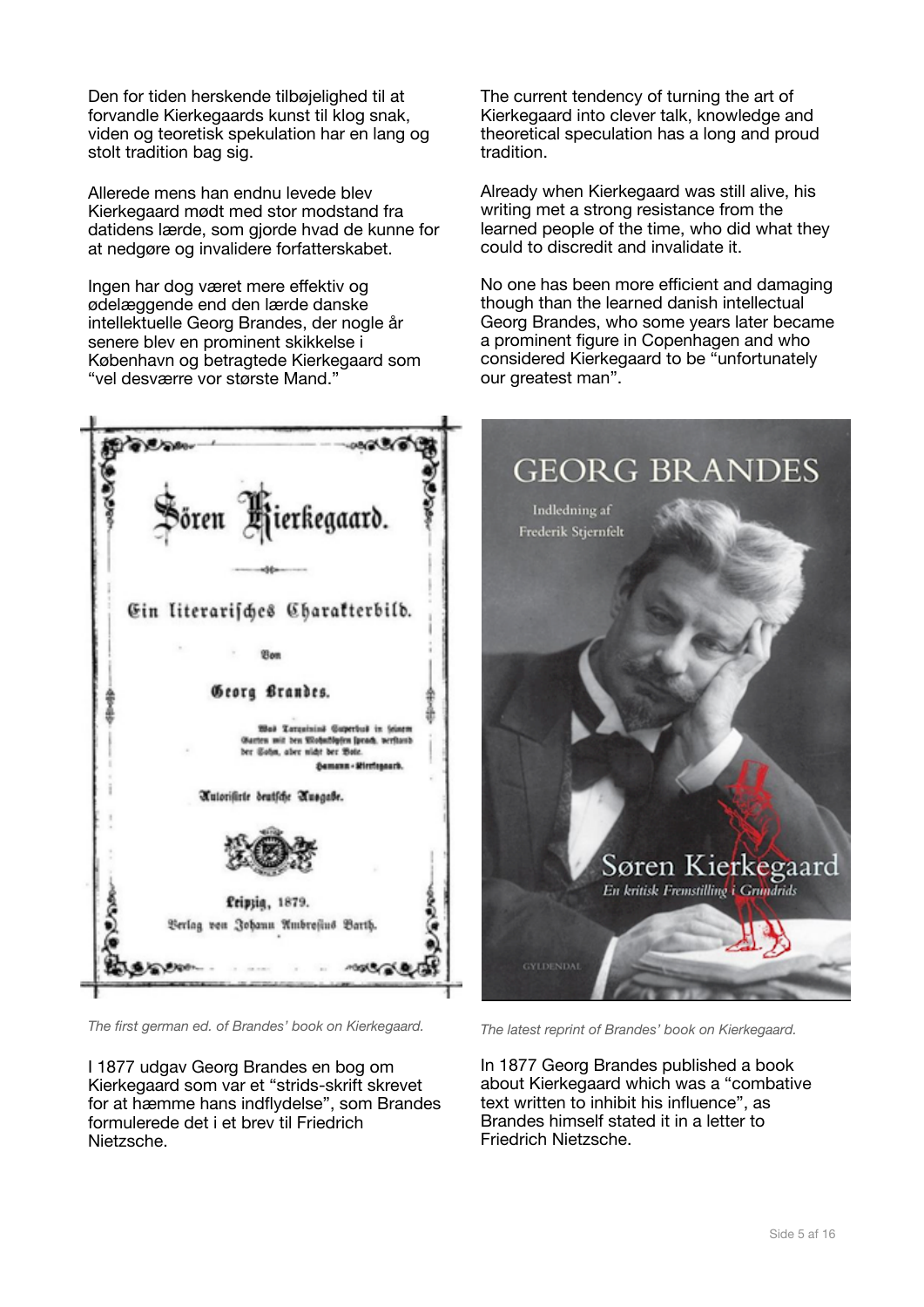Den for tiden herskende tilbøjelighed til at forvandle Kierkegaards kunst til klog snak, viden og teoretisk spekulation har en lang og stolt tradition bag sig.

Allerede mens han endnu levede blev Kierkegaard mødt med stor modstand fra datidens lærde, som gjorde hvad de kunne for at nedgøre og invalidere forfatterskabet.

Ingen har dog været mere effektiv og ødelæggende end den lærde danske intellektuelle Georg Brandes, der nogle år senere blev en prominent skikkelse i København og betragtede Kierkegaard som "vel desværre vor største Mand."

The current tendency of turning the art of Kierkegaard into clever talk, knowledge and theoretical speculation has a long and proud tradition.

Already when Kierkegaard was still alive, his writing met a strong resistance from the learned people of the time, who did what they could to discredit and invalidate it.

No one has been more efficient and damaging though than the learned danish intellectual Georg Brandes, who some years later became a prominent figure in Copenhagen and who considered Kierkegaard to be "unfortunately our greatest man".

*The first german ed. of Brandes' book on Kierkegaard.*

*The latest reprint of Brandes' book on Kierkegaard.*

I 1877 udgav Georg Brandes en bog om Kierkegaard som var et "strids-skrift skrevet for at hæmme hans indflydelse", som Brandes formulerede det i et brev til Friedrich Nietzsche.

In 1877 Georg Brandes published a book about Kierkegaard which was a "combative text written to inhibit his influence", as Brandes himself stated it in a letter to Friedrich Nietzsche.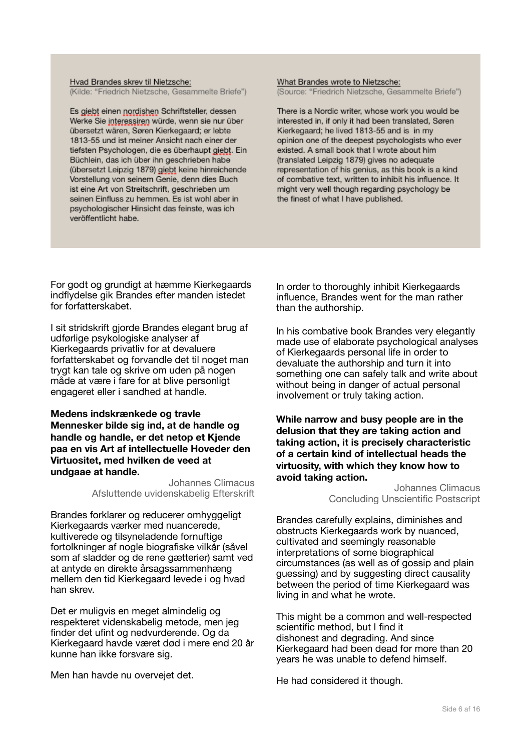Hvad Brandes skrev til Nietzsche:
(Kilde: "Friedrich Nietzsche, Gesammelte Briefe")

Es giebt einen nordishen Schriftsteller, dessen Werke Sie interessiren würde, wenn sie nur über übersetzt wären, Søren Kierkegaard; er lebte 1813-55 und ist meiner Ansicht nach einer der tiefsten Psychologen, die es überhaupt giebt. Ein Büchlein, das ich über ihn geschrieben habe (übersetzt Leipzig 1879) giebt keine hinreichende Vorstellung von seinem Genie, denn dies Buch ist eine Art von Streitschrift, geschrieben um seinen Einfluss zu hemmen. Es ist wohl aber in psychologischer Hinsicht das feinste, was ich veröffentlicht habe.

What Brandes wrote to Nietzsche:
(Source: "Friedrich Nietzsche, Gesammelte Briefe")

There is a Nordic writer, whose work you would be interested in, if only it had been translated, Søren Kierkegaard; he lived 1813-55 and is in my opinion one of the deepest psychologists who ever existed. A small book that I wrote about him (translated Leipzig 1879) gives no adequate representation of his genius, as this book is a kind of combative text, written to inhibit his influence. It might very well though regarding psychology be the finest of what I have published.

For godt og grundigt at hæmme Kierkegaards indflydelse gik Brandes efter manden istedet for forfatterskabet.

I sit stridskrift gjorde Brandes elegant brug af udførlige psykologiske analyser af Kierkegaards privatliv for at devaluere forfatterskabet og forvandle det til noget man trygt kan tale og skrive om uden på nogen måde at være i fare for at blive personligt engageret eller i sandhed at handle.

**Medens indskrænkede og travle Mennesker bilde sig ind, at de handle og handle og handle, er det netop et Kjende paa en vis Art af intellectuelle Hoveder den Virtuositet, med hvilken de veed at undgaae at handle.**

Johannes Climacus
Afsluttende uvidenskabelig Efterskrift

Brandes forklarer og reducerer omhyggeligt Kierkegaards værker med nuancerede, kultiverede og tilsyneladende fornuftige fortolkninger af nogle biografiske vilkår (såvel som af sladder og de rene gætterier) samt ved at antyde en direkte årsagssammenhæng mellem den tid Kierkegaard levede i og hvad han skrev.

Det er muligvis en meget almindelig og respekteret videnskabelig metode, men jeg finder det ufint og nedvurderende. Og da Kierkegaard havde været død i mere end 20 år kunne han ikke forsvare sig.

Men han havde nu overvejet det.

In order to thoroughly inhibit Kierkegaards influence, Brandes went for the man rather than the authorship.

In his combative book Brandes very elegantly made use of elaborate psychological analyses of Kierkegaards personal life in order to devaluate the authorship and turn it into something one can safely talk and write about without being in danger of actual personal involvement or truly taking action.

**While narrow and busy people are in the delusion that they are taking action and taking action, it is precisely characteristic of a certain kind of intellectual heads the virtuosity, with which they know how to avoid taking action.**

Johannes Climacus
Concluding Unscientific Postscript

Brandes carefully explains, diminishes and obstructs Kierkegaards work by nuanced, cultivated and seemingly reasonable interpretations of some biographical circumstances (as well as of gossip and plain guessing) and by suggesting direct causality between the period of time Kierkegaard was living in and what he wrote.

This might be a common and well-respected scientific method, but I find it dishonest and degrading. And since Kierkegaard had been dead for more than 20 years he was unable to defend himself.

He had considered it though.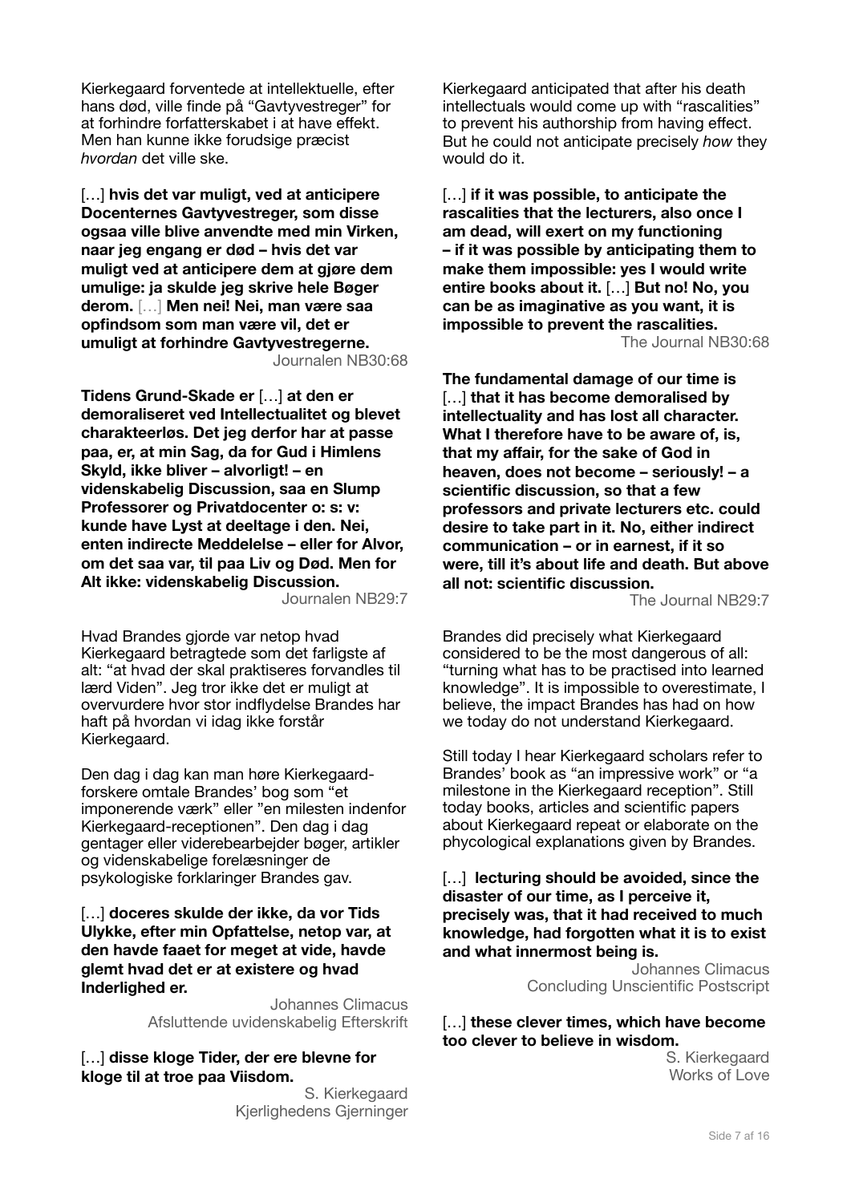Kierkegaard forventede at intellektuelle, efter hans død, ville finde på "Gavtyvestreger" for at forhindre forfatterskabet i at have effekt. Men han kunne ikke forudsige præcist *hvordan* det ville ske.

[…] **hvis det var muligt, ved at anticipere Docenternes Gavtyvestreger, som disse ogsaa ville blive anvendte med min Virken, naar jeg engang er død – hvis det var muligt ved at anticipere dem at gjøre dem umulige: ja skulde jeg skrive hele Bøger derom.** […] **Men nei! Nei, man være saa opfindsom som man være vil, det er umuligt at forhindre Gavtyvestregerne.**

Journalen NB30:68

**Tidens Grund-Skade er** […] **at den er demoraliseret ved Intellectualitet og blevet charakteerløs. Det jeg derfor har at passe paa, er, at min Sag, da for Gud i Himlens Skyld, ikke bliver – alvorligt! – en videnskabelig Discussion, saa en Slump Professorer og Privatdocenter o: s: v: kunde have Lyst at deeltage i den. Nei, enten indirecte Meddelelse – eller for Alvor, om det saa var, til paa Liv og Død. Men for Alt ikke: videnskabelig Discussion.**

Journalen NB29:7

Hvad Brandes gjorde var netop hvad Kierkegaard betragtede som det farligste af alt: "at hvad der skal praktiseres forvandles til lærd Viden". Jeg tror ikke det er muligt at overvurdere hvor stor indflydelse Brandes har haft på hvordan vi idag ikke forstår Kierkegaard.

Den dag i dag kan man høre Kierkegaard-forskere omtale Brandes' bog som "et imponerende værk" eller "en milesten indenfor Kierkegaard-receptionen". Den dag i dag gentager eller viderebearbejder bøger, artikler og videnskabelige forelæsninger de psykologiske forklaringer Brandes gav.

[…] **doceres skulde der ikke, da vor Tids Ulykke, efter min Opfattelse, netop var, at den havde faaet for meget at vide, havde glemt hvad det er at existere og hvad Inderlighed er.**

Johannes Climacus
Afsluttende uvidenskabelig Efterskrift

[…] **disse kloge Tider, der ere blevne for kloge til at troe paa Viisdom.**

S. Kierkegaard
Kjerlighedens Gjerninger

Kierkegaard anticipated that after his death intellectuals would come up with "rascalities" to prevent his authorship from having effect. But he could not anticipate precisely *how* they would do it.

[…] **if it was possible, to anticipate the rascalities that the lecturers, also once I am dead, will exert on my functioning – if it was possible by anticipating them to make them impossible: yes I would write entire books about it.** […] **But no! No, you can be as imaginative as you want, it is impossible to prevent the rascalities.**

The Journal NB30:68

**The fundamental damage of our time is** […] **that it has become demoralised by intellectuality and has lost all character. What I therefore have to be aware of, is, that my affair, for the sake of God in heaven, does not become – seriously! – a scientific discussion, so that a few professors and private lecturers etc. could desire to take part in it. No, either indirect communication – or in earnest, if it so were, till it's about life and death. But above all not: scientific discussion.**

The Journal NB29:7

Brandes did precisely what Kierkegaard considered to be the most dangerous of all: "turning what has to be practised into learned knowledge". It is impossible to overestimate, I believe, the impact Brandes has had on how we today do not understand Kierkegaard.

Still today I hear Kierkegaard scholars refer to Brandes' book as "an impressive work" or "a milestone in the Kierkegaard reception". Still today books, articles and scientific papers about Kierkegaard repeat or elaborate on the phycological explanations given by Brandes.

[…] **lecturing should be avoided, since the disaster of our time, as I perceive it, precisely was, that it had received to much knowledge, had forgotten what it is to exist and what innermost being is.**

Johannes Climacus
Concluding Unscientific Postscript

[…] **these clever times, which have become too clever to believe in wisdom.**

S. Kierkegaard
Works of Love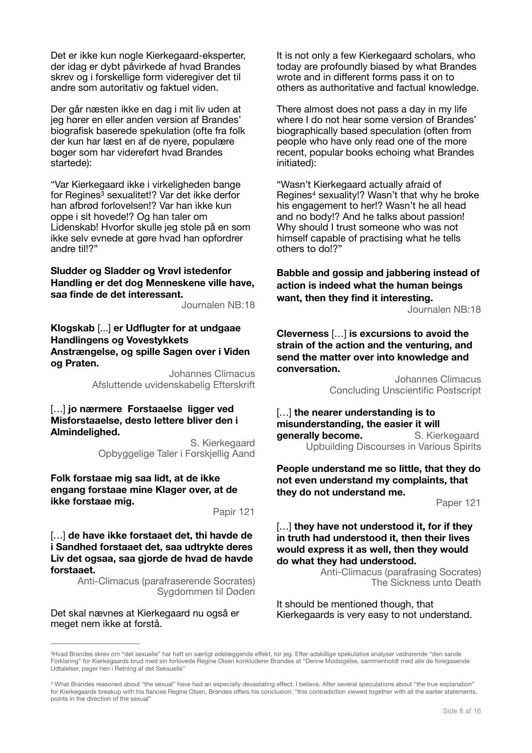Det er ikke kun nogle Kierkegaard-eksperter, der idag er dybt påvirkede af hvad Brandes skrev og i forskellige form videregiver det til andre som autoritativ og faktuel viden.

Der går næsten ikke en dag i mit liv uden at jeg hører en eller anden version af Brandes' biografisk baserede spekulation (ofte fra folk der kun har læst en af de nyere, populære bøger som har videreført hvad Brandes startede):

"Var Kierkegaard ikke i virkeligheden bange for Regines[3] sexualitet!? Var det ikke derfor han afbrød forlovelsen!? Var han ikke kun oppe i sit hovede!? Og han taler om Lidenskab! Hvorfor skulle jeg stole på en som ikke selv evnede at gøre hvad han opfordrer andre til!?"

**Sludder og Sladder og Vrøvl istedenfor Handling er det dog Menneskene ville have, saa finde de det interessant.**

Journalen NB:18

**Klogskab** [...] **er Udflugter for at undgaae Handlingens og Vovestykkets Anstrængelse, og spille Sagen over i Viden og Praten.**

Johannes Climacus
Afsluttende uvidenskabelig Efterskrift

[…] **jo nærmere Forstaaelse ligger ved Misforstaaelse, desto lettere bliver den i Almindelighed.**

S. Kierkegaard
Opbyggelige Taler i Forskjellig Aand

**Folk forstaae mig saa lidt, at de ikke engang forstaae mine Klager over, at de ikke forstaae mig.**

Papir 121

[…] **de have ikke forstaaet det, thi havde de i Sandhed forstaaet det, saa udtrykte deres Liv det ogsaa, saa gjorde de hvad de havde forstaaet.**

Anti-Climacus (parafraserende Socrates)
Sygdommen til Døden

Det skal nævnes at Kierkegaard nu også er meget nem ikke at forstå.

It is not only a few Kierkegaard scholars, who today are profoundly biased by what Brandes wrote and in different forms pass it on to others as authoritative and factual knowledge.

There almost does not pass a day in my life where I do not hear some version of Brandes' biographically based speculation (often from people who have only read one of the more recent, popular books echoing what Brandes initiated):

"Wasn't Kierkegaard actually afraid of Regines[4] sexuality!? Wasn't that why he broke his engagement to her!? Wasn't he all head and no body!? And he talks about passion! Why should I trust someone who was not himself capable of practising what he tells others to do!?"

**Babble and gossip and jabbering instead of action is indeed what the human beings want, then they find it interesting.**

Journalen NB:18

**Cleverness** […] **is excursions to avoid the strain of the action and the venturing, and send the matter over into knowledge and conversation.**

Johannes Climacus
Concluding Unscientific Postscript

[…] **the nearer understanding is to misunderstanding, the easier it will generally become.**

S. Kierkegaard
Upbuilding Discourses in Various Spirits

**People understand me so little, that they do not even understand my complaints, that they do not understand me.**

Paper 121

[…] **they have not understood it, for if they in truth had understood it, then their lives would express it as well, then they would do what they had understood.**

Anti-Climacus (parafrasing Socrates)
The Sickness unto Death

It should be mentioned though, that Kierkegaards is very easy to not understand.

---

[3] Hvad Brandes skrev om "det sexuelle" har haft en særligt ødelæggende effekt, tor jeg. Efter adskillige spekulative analyser vedrørende "den sande Forklaring" for Kierkegaards brud med sin forlovede Regine Olsen konkluderer Brandes at "Denne Modsigelse, sammenholdt med alle de foregaaende Udtalelser, peger hen i Retning af det Seksuelle"

[4] What Brandes reasoned about "the sexual" have had an especially devastating effect, I believe. After several speculations about "the true explanation" for Kierkegaards breakup with his fiancee Regine Olsen, Brandes offers his conclusion: "this contradiction viewed together with all the earlier statements, points in the direction of the sexual"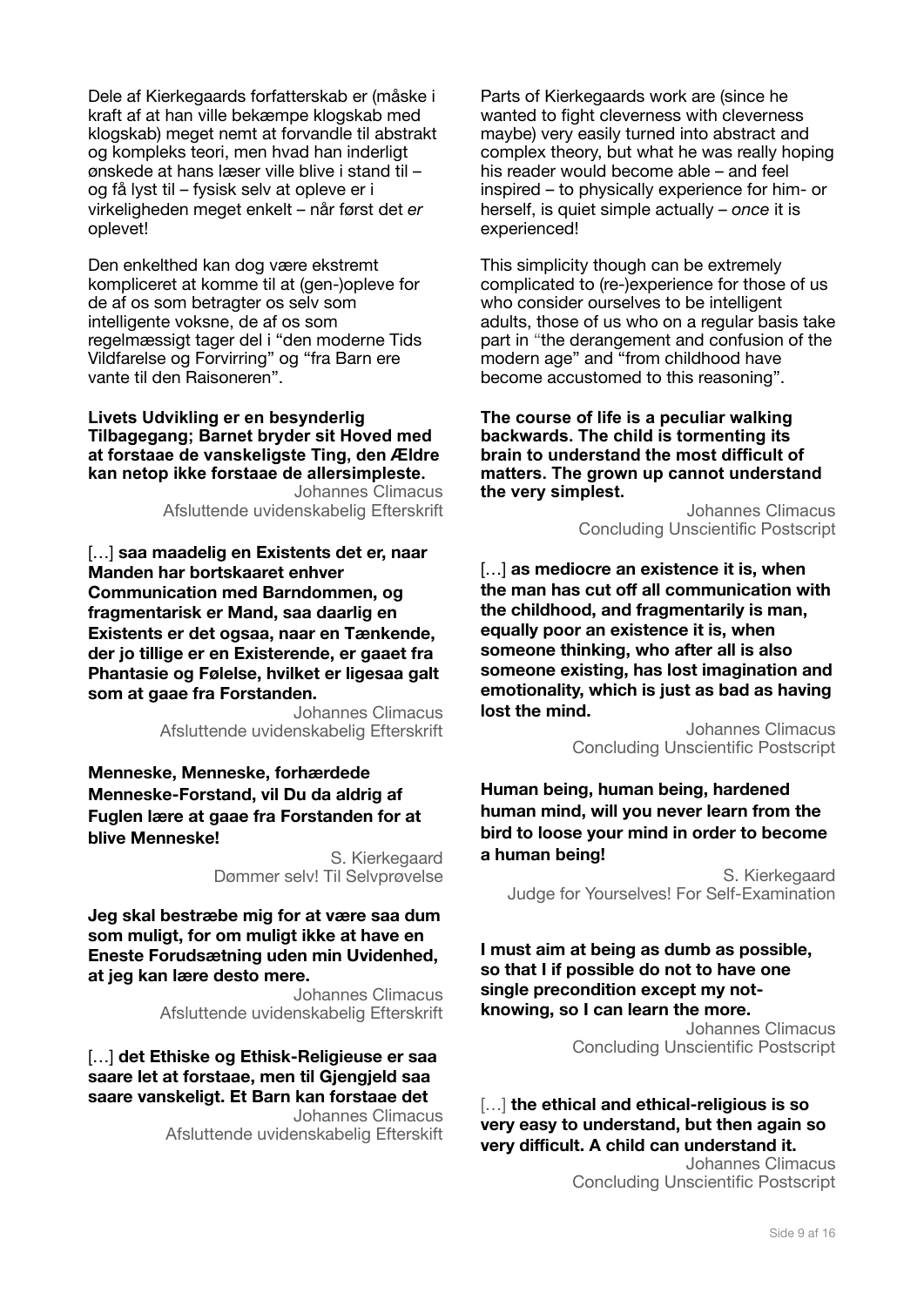Dele af Kierkegaards forfatterskab er (måske i kraft af at han ville bekæmpe klogskab med klogskab) meget nemt at forvandle til abstrakt og kompleks teori, men hvad han inderligt ønskede at hans læser ville blive i stand til – og få lyst til – fysisk selv at opleve er i virkeligheden meget enkelt – når først det *er* oplevet!

Den enkelthed kan dog være ekstremt kompliceret at komme til at (gen-)opleve for de af os som betragter os selv som intelligente voksne, de af os som regelmæssigt tager del i "den moderne Tids Vildfarelse og Forvirring" og "fra Barn ere vante til den Raisoneren".

**Livets Udvikling er en besynderlig Tilbagegang; Barnet bryder sit Hoved med at forstaae de vanskeligste Ting, den Ældre kan netop ikke forstaae de allersimpleste.**

Johannes Climacus
Afsluttende uvidenskabelig Efterskrift

[…] **saa maadelig en Existents det er, naar Manden har bortskaaret enhver Communication med Barndommen, og fragmentarisk er Mand, saa daarlig en Existents er det ogsaa, naar en Tænkende, der jo tillige er en Existerende, er gaaet fra Phantasie og Følelse, hvilket er ligesaa galt som at gaae fra Forstanden.**

Johannes Climacus
Afsluttende uvidenskabelig Efterskrift

**Menneske, Menneske, forhærdede Menneske-Forstand, vil Du da aldrig af Fuglen lære at gaae fra Forstanden for at blive Menneske!**

S. Kierkegaard
Dømmer selv! Til Selvprøvelse

**Jeg skal bestræbe mig for at være saa dum som muligt, for om muligt ikke at have en Eneste Forudsætning uden min Uvidenhed, at jeg kan lære desto mere.**

Johannes Climacus
Afsluttende uvidenskabelig Efterskrift

[…] **det Ethiske og Ethisk-Religieuse er saa saare let at forstaae, men til Gjengjeld saa saare vanskeligt. Et Barn kan forstaae det**

Johannes Climacus
Afsluttende uvidenskabelig Efterskrift

Parts of Kierkegaards work are (since he wanted to fight cleverness with cleverness maybe) very easily turned into abstract and complex theory, but what he was really hoping his reader would become able – and feel inspired – to physically experience for him- or herself, is quiet simple actually – *once* it is experienced!

This simplicity though can be extremely complicated to (re-)experience for those of us who consider ourselves to be intelligent adults, those of us who on a regular basis take part in "the derangement and confusion of the modern age" and "from childhood have become accustomed to this reasoning".

**The course of life is a peculiar walking backwards. The child is tormenting its brain to understand the most difficult of matters. The grown up cannot understand the very simplest.**

Johannes Climacus
Concluding Unscientific Postscript

[…] **as mediocre an existence it is, when the man has cut off all communication with the childhood, and fragmentarily is man, equally poor an existence it is, when someone thinking, who after all is also someone existing, has lost imagination and emotionality, which is just as bad as having lost the mind.**

Johannes Climacus
Concluding Unscientific Postscript

**Human being, human being, hardened human mind, will you never learn from the bird to loose your mind in order to become a human being!**

S. Kierkegaard
Judge for Yourselves! For Self-Examination

**I must aim at being as dumb as possible, so that I if possible do not to have one single precondition except my not-knowing, so I can learn the more.**

Johannes Climacus
Concluding Unscientific Postscript

[…] **the ethical and ethical-religious is so very easy to understand, but then again so very difficult. A child can understand it.**

Johannes Climacus
Concluding Unscientific Postscript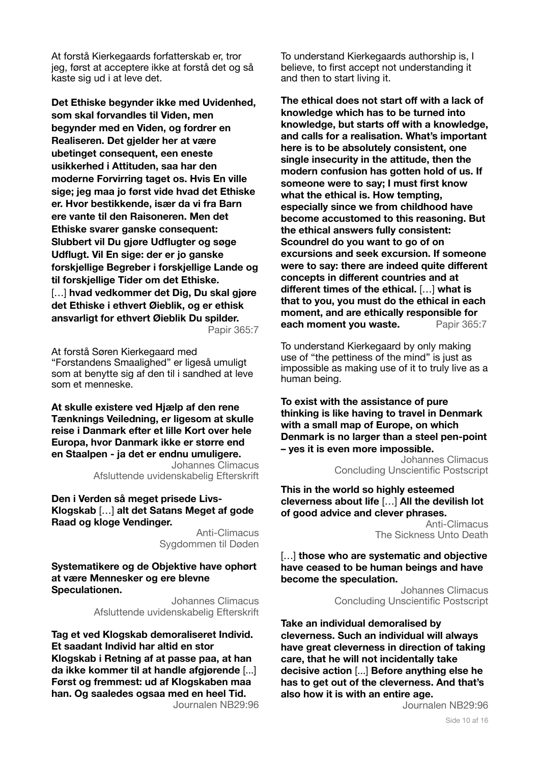At forstå Kierkegaards forfatterskab er, tror jeg, først at acceptere ikke at forstå det og så kaste sig ud i at leve det.

**Det Ethiske begynder ikke med Uvidenhed, som skal forvandles til Viden, men begynder med en Viden, og fordrer en Realiseren. Det gjelder her at være ubetinget consequent, een eneste usikkerhed i Attituden, saa har den moderne Forvirring taget os. Hvis En ville sige; jeg maa jo først vide hvad det Ethiske er. Hvor bestikkende, især da vi fra Barn ere vante til den Raisoneren. Men det Ethiske svarer ganske consequent: Slubbert vil Du gjøre Udflugter og søge Udflugt. Vil En sige: der er jo ganske forskjellige Begreber i forskjellige Lande og til forskjellige Tider om det Ethiske.** […] **hvad vedkommer det Dig, Du skal gjøre det Ethiske i ethvert Øieblik, og er ethisk ansvarligt for ethvert Øieblik Du spilder.**

Papir 365:7

At forstå Søren Kierkegaard med "Forstandens Smaalighed" er ligeså umuligt som at benytte sig af den til i sandhed at leve som et menneske.

**At skulle existere ved Hjælp af den rene Tænknings Veiledning, er ligesom at skulle reise i Danmark efter et lille Kort over hele Europa, hvor Danmark ikke er større end en Staalpen - ja det er endnu umuligere.**

Johannes Climacus
Afsluttende uvidenskabelig Efterskrift

**Den i Verden så meget prisede Livs-Klogskab** […] **alt det Satans Meget af gode Raad og kloge Vendinger.**

Anti-Climacus
Sygdommen til Døden

**Systematikere og de Objektive have ophørt at være Mennesker og ere blevne Speculationen.**

Johannes Climacus
Afsluttende uvidenskabelig Efterskrift

**Tag et ved Klogskab demoraliseret Individ. Et saadant Individ har altid en stor Klogskab i Retning af at passe paa, at han da ikke kommer til at handle afgjørende** [...] **Først og fremmest: ud af Klogskaben maa han. Og saaledes ogsaa med en heel Tid.**

Journalen NB29:96

To understand Kierkegaards authorship is, I believe, to first accept not understanding it and then to start living it.

**The ethical does not start off with a lack of knowledge which has to be turned into knowledge, but starts off with a knowledge, and calls for a realisation. What's important here is to be absolutely consistent, one single insecurity in the attitude, then the modern confusion has gotten hold of us. If someone were to say; I must first know what the ethical is. How tempting, especially since we from childhood have become accustomed to this reasoning. But the ethical answers fully consistent: Scoundrel do you want to go of on excursions and seek excursion. If someone were to say: there are indeed quite different concepts in different countries and at different times of the ethical.** […] **what is that to you, you must do the ethical in each moment, and are ethically responsible for each moment you waste.**

Papir 365:7

To understand Kierkegaard by only making use of "the pettiness of the mind" is just as impossible as making use of it to truly live as a human being.

**To exist with the assistance of pure thinking is like having to travel in Denmark with a small map of Europe, on which Denmark is no larger than a steel pen-point – yes it is even more impossible.**

Johannes Climacus
Concluding Unscientific Postscript

**This in the world so highly esteemed cleverness about life** […] **All the devilish lot of good advice and clever phrases.**

Anti-Climacus
The Sickness Unto Death

[…] **those who are systematic and objective have ceased to be human beings and have become the speculation.**

Johannes Climacus
Concluding Unscientific Postscript

**Take an individual demoralised by cleverness. Such an individual will always have great cleverness in direction of taking care, that he will not incidentally take decisive action** [...] **Before anything else he has to get out of the cleverness. And that's also how it is with an entire age.**

Journalen NB29:96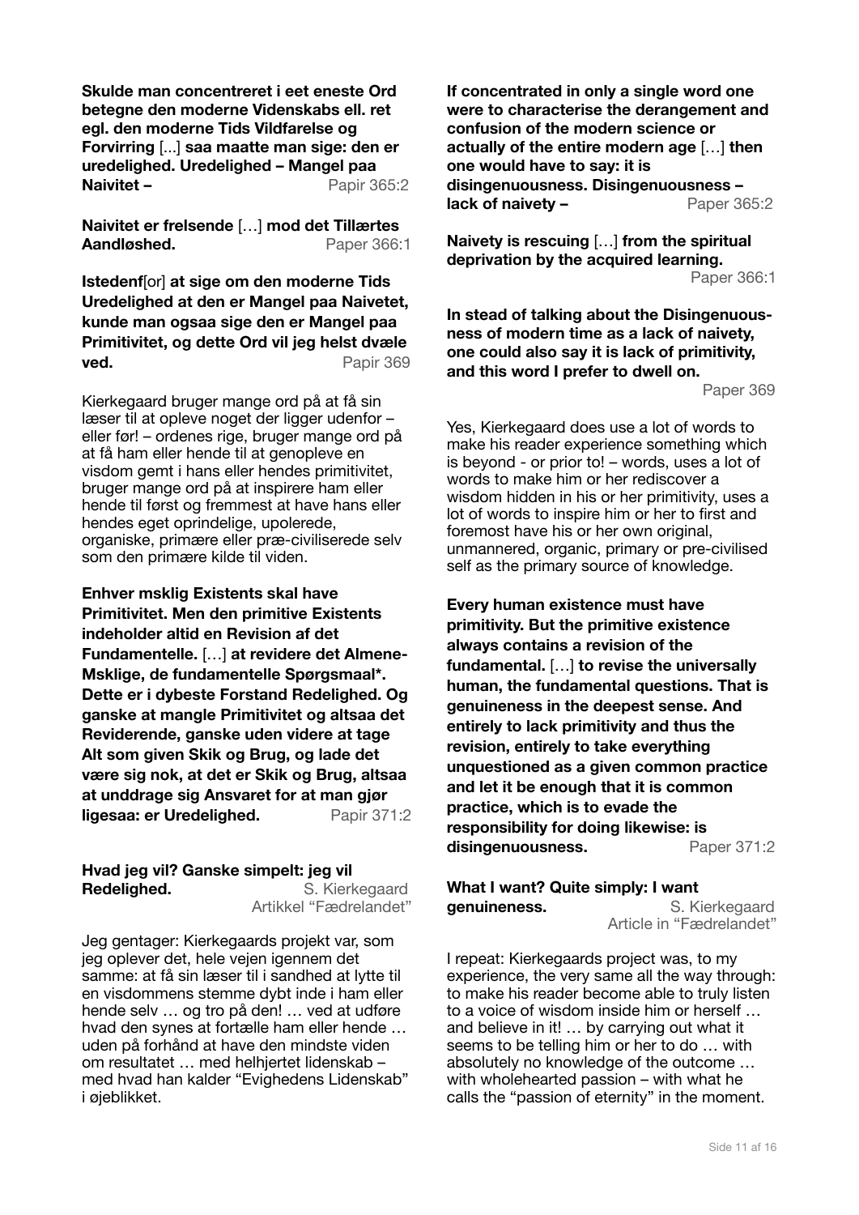**Skulde man concentreret i eet eneste Ord betegne den moderne Videnskabs ell. ret egl. den moderne Tids Vildfarelse og Forvirring** [...] **saa maatte man sige: den er uredelighed. Uredelighed – Mangel paa Naivitet –** Papir 365:2

**Naivitet er frelsende** […] **mod det Tillærtes Aandløshed.** Paper 366:1

**Istedenf**[or] **at sige om den moderne Tids Uredelighed at den er Mangel paa Naivetet, kunde man ogsaa sige den er Mangel paa Primitivitet, og dette Ord vil jeg helst dvæle ved.** Papir 369

Kierkegaard bruger mange ord på at få sin læser til at opleve noget der ligger udenfor – eller før! – ordenes rige, bruger mange ord på at få ham eller hende til at genopleve en visdom gemt i hans eller hendes primitivitet, bruger mange ord på at inspirere ham eller hende til først og fremmest at have hans eller hendes eget oprindelige, upolerede, organiske, primære eller præ-civiliserede selv som den primære kilde til viden.

**Enhver msklig Existents skal have Primitivitet. Men den primitive Existents indeholder altid en Revision af det Fundamentelle.** […] **at revidere det Almene-Msklige, de fundamentelle Spørgsmaal\*. Dette er i dybeste Forstand Redelighed. Og ganske at mangle Primitivitet og altsaa det Reviderende, ganske uden videre at tage Alt som given Skik og Brug, og lade det være sig nok, at det er Skik og Brug, altsaa at unddrage sig Ansvaret for at man gjør ligesaa: er Uredelighed.** Papir 371:2

**Hvad jeg vil? Ganske simpelt: jeg vil Redelighed.** S. Kierkegaard
Artikkel "Fædrelandet"

Jeg gentager: Kierkegaards projekt var, som jeg oplever det, hele vejen igennem det samme: at få sin læser til i sandhed at lytte til en visdommens stemme dybt inde i ham eller hende selv … og tro på den! … ved at udføre hvad den synes at fortælle ham eller hende … uden på forhånd at have den mindste viden om resultatet … med helhjertet lidenskab – med hvad han kalder "Evighedens Lidenskab" i øjeblikket.

**If concentrated in only a single word one were to characterise the derangement and confusion of the modern science or actually of the entire modern age** […] **then one would have to say: it is disingenuousness. Disingenuousness – lack of naivety –** Paper 365:2

**Naivety is rescuing** […] **from the spiritual deprivation by the acquired learning.** Paper 366:1

**In stead of talking about the Disingenuousness of modern time as a lack of naivety, one could also say it is lack of primitivity, and this word I prefer to dwell on.** Paper 369

Yes, Kierkegaard does use a lot of words to make his reader experience something which is beyond - or prior to! – words, uses a lot of words to make him or her rediscover a wisdom hidden in his or her primitivity, uses a lot of words to inspire him or her to first and foremost have his or her own original, unmannered, organic, primary or pre-civilised self as the primary source of knowledge.

**Every human existence must have primitivity. But the primitive existence always contains a revision of the fundamental.** […] **to revise the universally human, the fundamental questions. That is genuineness in the deepest sense. And entirely to lack primitivity and thus the revision, entirely to take everything unquestioned as a given common practice and let it be enough that it is common practice, which is to evade the responsibility for doing likewise: is disingenuousness.** Paper 371:2

**What I want? Quite simply: I want genuineness.** S. Kierkegaard
Article in "Fædrelandet"

I repeat: Kierkegaards project was, to my experience, the very same all the way through: to make his reader become able to truly listen to a voice of wisdom inside him or herself … and believe in it! … by carrying out what it seems to be telling him or her to do … with absolutely no knowledge of the outcome … with wholehearted passion – with what he calls the "passion of eternity" in the moment.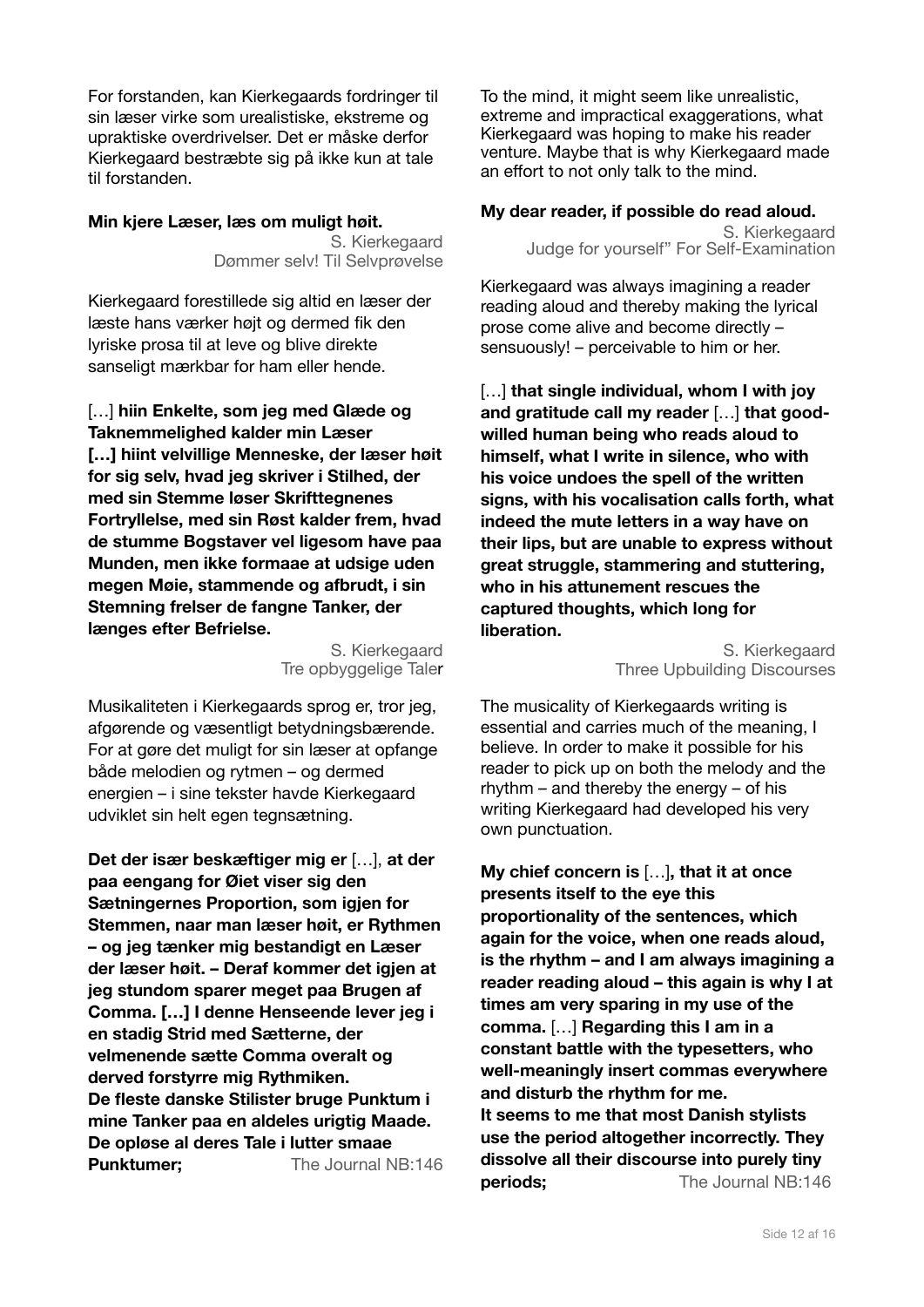For forstanden, kan Kierkegaards fordringer til sin læser virke som urealistiske, ekstreme og upraktiske overdrivelser. Det er måske derfor Kierkegaard bestræbte sig på ikke kun at tale til forstanden.

**Min kjere Læser, læs om muligt høit.**

S. Kierkegaard
Dømmer selv! Til Selvprøvelse

Kierkegaard forestillede sig altid en læser der læste hans værker højt og dermed fik den lyriske prosa til at leve og blive direkte sanseligt mærkbar for ham eller hende.

[…] **hiin Enkelte, som jeg med Glæde og Taknemmelighed kalder min Læser […] hiint velvillige Menneske, der læser høit for sig selv, hvad jeg skriver i Stilhed, der med sin Stemme løser Skrifttegnenes Fortryllelse, med sin Røst kalder frem, hvad de stumme Bogstaver vel ligesom have paa Munden, men ikke formaae at udsige uden megen Møie, stammende og afbrudt, i sin Stemning frelser de fangne Tanker, der længes efter Befrielse.**

S. Kierkegaard
Tre opbyggelige Taler

Musikaliteten i Kierkegaards sprog er, tror jeg, afgørende og væsentligt betydningsbærende. For at gøre det muligt for sin læser at opfange både melodien og rytmen – og dermed energien – i sine tekster havde Kierkegaard udviklet sin helt egen tegnsætning.

**Det der især beskæftiger mig er** […], **at der paa eengang for Øiet viser sig den Sætningernes Proportion, som igjen for Stemmen, naar man læser høit, er Rythmen – og jeg tænker mig bestandigt en Læser der læser høit. – Deraf kommer det igjen at jeg stundom sparer meget paa Brugen af Comma. […] I denne Henseende lever jeg i en stadig Strid med Sætterne, der velmenende sætte Comma overalt og derved forstyrre mig Rythmiken.**
**De fleste danske Stilister bruge Punktum i mine Tanker paa en aldeles urigtig Maade. De opløse al deres Tale i lutter smaae Punktumer;**

The Journal NB:146

To the mind, it might seem like unrealistic, extreme and impractical exaggerations, what Kierkegaard was hoping to make his reader venture. Maybe that is why Kierkegaard made an effort to not only talk to the mind.

**My dear reader, if possible do read aloud.**

S. Kierkegaard
Judge for yourself" For Self-Examination

Kierkegaard was always imagining a reader reading aloud and thereby making the lyrical prose come alive and become directly – sensuously! – perceivable to him or her.

[…] **that single individual, whom I with joy and gratitude call my reader** […] **that good-willed human being who reads aloud to himself, what I write in silence, who with his voice undoes the spell of the written signs, with his vocalisation calls forth, what indeed the mute letters in a way have on their lips, but are unable to express without great struggle, stammering and stuttering, who in his attunement rescues the captured thoughts, which long for liberation.**

S. Kierkegaard
Three Upbuilding Discourses

The musicality of Kierkegaards writing is essential and carries much of the meaning, I believe. In order to make it possible for his reader to pick up on both the melody and the rhythm – and thereby the energy – of his writing Kierkegaard had developed his very own punctuation.

**My chief concern is** […]**, that it at once presents itself to the eye this proportionality of the sentences, which again for the voice, when one reads aloud, is the rhythm – and I am always imagining a reader reading aloud – this again is why I at times am very sparing in my use of the comma.** […] **Regarding this I am in a constant battle with the typesetters, who well-meaningly insert commas everywhere and disturb the rhythm for me.**
**It seems to me that most Danish stylists use the period altogether incorrectly. They dissolve all their discourse into purely tiny periods;**

The Journal NB:146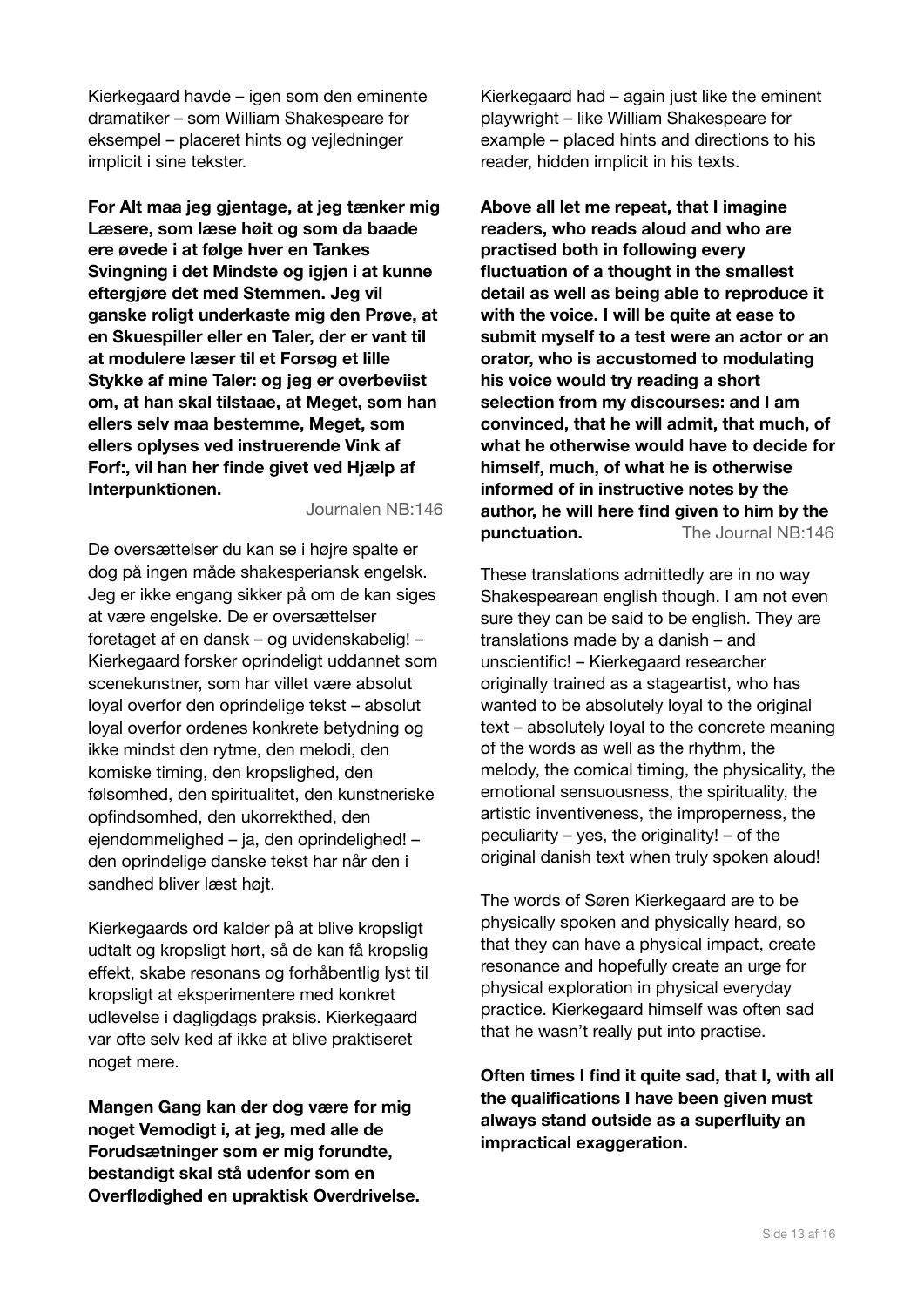Kierkegaard havde – igen som den eminente dramatiker – som William Shakespeare for eksempel – placeret hints og vejledninger implicit i sine tekster.

**For Alt maa jeg gjentage, at jeg tænker mig Læsere, som læse høit og som da baade ere øvede i at følge hver en Tankes Svingning i det Mindste og igjen i at kunne eftergjøre det med Stemmen. Jeg vil ganske roligt underkaste mig den Prøve, at en Skuespiller eller en Taler, der er vant til at modulere læser til et Forsøg et lille Stykke af mine Taler: og jeg er overbeviist om, at han skal tilstaae, at Meget, som han ellers selv maa bestemme, Meget, som ellers oplyses ved instruerende Vink af Forf:, vil han her finde givet ved Hjælp af Interpunktionen.**

Journalen NB:146

De oversættelser du kan se i højre spalte er dog på ingen måde shakespeariansk engelsk. Jeg er ikke engang sikker på om de kan siges at være engelske. De er oversættelser foretaget af en dansk – og uvidenskabelig! – Kierkegaard forsker oprindeligt uddannet som scenekunstner, som har villet være absolut loyal overfor den oprindelige tekst – absolut loyal overfor ordenes konkrete betydning og ikke mindst den rytme, den melodi, den komiske timing, den kropslighed, den følsomhed, den spiritualitet, den kunstneriske opfindsomhed, den ukorrekthed, den ejendommelighed – ja, den oprindelighed! – den oprindelige danske tekst har når den i sandhed bliver læst højt.

Kierkegaards ord kalder på at blive kropsligt udtalt og kropsligt hørt, så de kan få kropslig effekt, skabe resonans og forhåbentlig lyst til kropsligt at eksperimentere med konkret udlevelse i dagligdags praksis. Kierkegaard var ofte selv ked af ikke at blive praktiseret noget mere.

**Mangen Gang kan der dog være for mig noget Vemodigt i, at jeg, med alle de Forudsætninger som er mig forundte, bestandigt skal stå udenfor som en Overflødighed en upraktisk Overdrivelse.**

Kierkegaard had – again just like the eminent playwright – like William Shakespeare for example – placed hints and directions to his reader, hidden implicit in his texts.

**Above all let me repeat, that I imagine readers, who reads aloud and who are practised both in following every fluctuation of a thought in the smallest detail as well as being able to reproduce it with the voice. I will be quite at ease to submit myself to a test were an actor or an orator, who is accustomed to modulating his voice would try reading a short selection from my discourses: and I am convinced, that he will admit, that much, of what he otherwise would have to decide for himself, much, of what he is otherwise informed of in instructive notes by the author, he will here find given to him by the punctuation.**

The Journal NB:146

These translations admittedly are in no way Shakespearean english though. I am not even sure they can be said to be english. They are translations made by a danish – and unscientific! – Kierkegaard researcher originally trained as a stageartist, who has wanted to be absolutely loyal to the original text – absolutely loyal to the concrete meaning of the words as well as the rhythm, the melody, the comical timing, the physicality, the emotional sensuousness, the spirituality, the artistic inventiveness, the improperness, the peculiarity – yes, the originality! – of the original danish text when truly spoken aloud!

The words of Søren Kierkegaard are to be physically spoken and physically heard, so that they can have a physical impact, create resonance and hopefully create an urge for physical exploration in physical everyday practice. Kierkegaard himself was often sad that he wasn't really put into practise.

**Often times I find it quite sad, that I, with all the qualifications I have been given must always stand outside as a superfluity an impractical exaggeration.**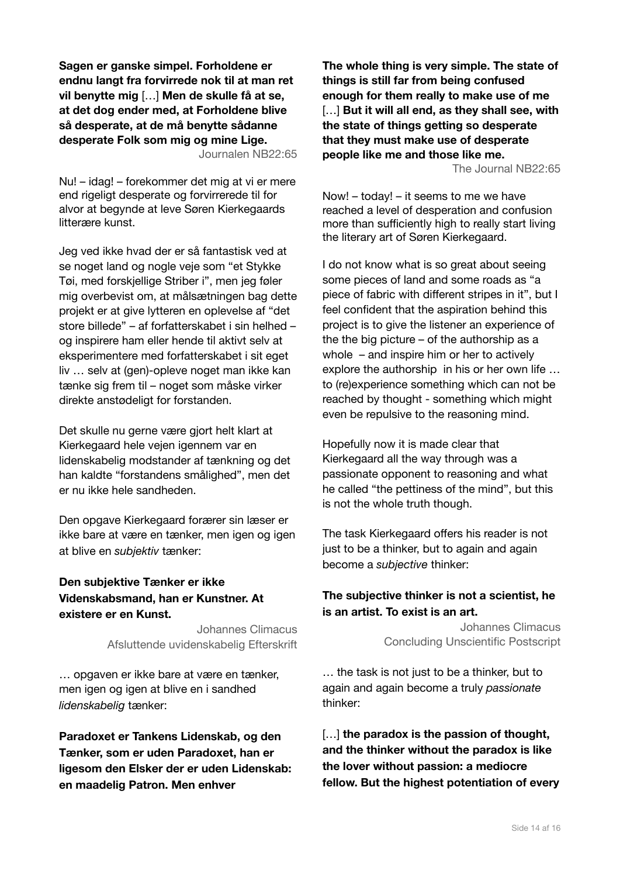**Sagen er ganske simpel. Forholdene er endnu langt fra forvirrede nok til at man ret vil benytte mig** […] **Men de skulle få at se, at det dog ender med, at Forholdene blive så desperate, at de må benytte sådanne desperate Folk som mig og mine Lige.**

Journalen NB22:65

Nu! – idag! – forekommer det mig at vi er mere end rigeligt desperate og forvirrerede til for alvor at begynde at leve Søren Kierkegaards litterære kunst.

Jeg ved ikke hvad der er så fantastisk ved at se noget land og nogle veje som "et Stykke Tøi, med forskjellige Striber i", men jeg føler mig overbevist om, at målsætningen bag dette projekt er at give lytteren en oplevelse af "det store billede" – af forfatterskabet i sin helhed – og inspirere ham eller hende til aktivt selv at eksperimentere med forfatterskabet i sit eget liv … selv at (gen)-opleve noget man ikke kan tænke sig frem til – noget som måske virker direkte anstødeligt for forstanden.

Det skulle nu gerne være gjort helt klart at Kierkegaard hele vejen igennem var en lidenskabelig modstander af tænkning og det han kaldte "forstandens smålighed", men det er nu ikke hele sandheden.

Den opgave Kierkegaard forærer sin læser er ikke bare at være en tænker, men igen og igen at blive en *subjektiv* tænker:

**Den subjektive Tænker er ikke Videnskabsmand, han er Kunstner. At existere er en Kunst.**

Johannes Climacus
Afsluttende uvidenskabelig Efterskrift

… opgaven er ikke bare at være en tænker, men igen og igen at blive en i sandhed *lidenskabelig* tænker:

**Paradoxet er Tankens Lidenskab, og den Tænker, som er uden Paradoxet, han er ligesom den Elsker der er uden Lidenskab: en maadelig Patron. Men enhver**

**The whole thing is very simple. The state of things is still far from being confused enough for them really to make use of me** […] **But it will all end, as they shall see, with the state of things getting so desperate that they must make use of desperate people like me and those like me.**

The Journal NB22:65

Now! – today! – it seems to me we have reached a level of desperation and confusion more than sufficiently high to really start living the literary art of Søren Kierkegaard.

I do not know what is so great about seeing some pieces of land and some roads as "a piece of fabric with different stripes in it", but I feel confident that the aspiration behind this project is to give the listener an experience of the the big picture – of the authorship as a whole – and inspire him or her to actively explore the authorship in his or her own life … to (re)experience something which can not be reached by thought - something which might even be repulsive to the reasoning mind.

Hopefully now it is made clear that Kierkegaard all the way through was a passionate opponent to reasoning and what he called "the pettiness of the mind", but this is not the whole truth though.

The task Kierkegaard offers his reader is not just to be a thinker, but to again and again become a *subjective* thinker:

**The subjective thinker is not a scientist, he is an artist. To exist is an art.**

Johannes Climacus
Concluding Unscientific Postscript

… the task is not just to be a thinker, but to again and again become a truly *passionate* thinker:

[…] **the paradox is the passion of thought, and the thinker without the paradox is like the lover without passion: a mediocre fellow. But the highest potentiation of every**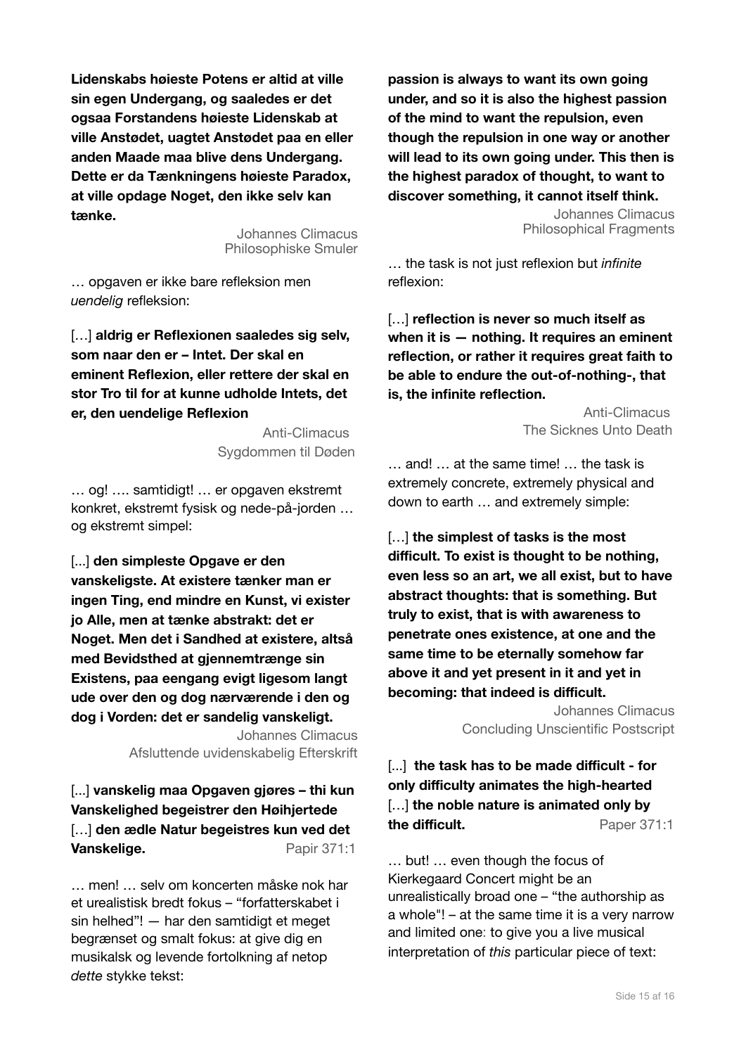**Lidenskabs høieste Potens er altid at ville sin egen Undergang, og saaledes er det ogsaa Forstandens høieste Lidenskab at ville Anstødet, uagtet Anstødet paa en eller anden Maade maa blive dens Undergang. Dette er da Tænkningens høieste Paradox, at ville opdage Noget, den ikke selv kan tænke.**

Johannes Climacus
Philosophiske Smuler

… opgaven er ikke bare refleksion men *uendelig* refleksion:

[…] **aldrig er Reflexionen saaledes sig selv, som naar den er – Intet. Der skal en eminent Reflexion, eller rettere der skal en stor Tro til for at kunne udholde Intets, det er, den uendelige Reflexion**

Anti-Climacus
Sygdommen til Døden

… og! …. samtidigt! … er opgaven ekstremt konkret, ekstremt fysisk og nede-på-jorden … og ekstremt simpel:

[...] **den simpleste Opgave er den vanskeligste. At existere tænker man er ingen Ting, end mindre en Kunst, vi exister jo Alle, men at tænke abstrakt: det er Noget. Men det i Sandhed at existere, altså med Bevidsthed at gjennemtrænge sin Existens, paa eengang evigt ligesom langt ude over den og dog nærværende i den og dog i Vorden: det er sandelig vanskeligt.**

Johannes Climacus
Afsluttende uvidenskabelig Efterskrift

[...] **vanskelig maa Opgaven gjøres – thi kun Vanskelighed begeistrer den Høihjertede** […] **den ædle Natur begeistres kun ved det Vanskelige.** Papir 371:1

… men! … selv om koncerten måske nok har et urealistisk bredt fokus – "forfatterskabet i sin helhed"! — har den samtidigt et meget begrænset og smalt fokus: at give dig en musikalsk og levende fortolkning af netop *dette* stykke tekst:

**passion is always to want its own going under, and so it is also the highest passion of the mind to want the repulsion, even though the repulsion in one way or another will lead to its own going under. This then is the highest paradox of thought, to want to discover something, it cannot itself think.**

Johannes Climacus
Philosophical Fragments

… the task is not just reflexion but *infinite* reflexion:

[…] **reflection is never so much itself as when it is — nothing. It requires an eminent reflection, or rather it requires great faith to be able to endure the out-of-nothing-, that is, the infinite reflection.**

Anti-Climacus
The Sicknes Unto Death

… and! … at the same time! … the task is extremely concrete, extremely physical and down to earth … and extremely simple:

[…] **the simplest of tasks is the most difficult. To exist is thought to be nothing, even less so an art, we all exist, but to have abstract thoughts: that is something. But truly to exist, that is with awareness to penetrate ones existence, at one and the same time to be eternally somehow far above it and yet present in it and yet in becoming: that indeed is difficult.**

Johannes Climacus
Concluding Unscientific Postscript

[...] **the task has to be made difficult - for only difficulty animates the high-hearted** […] **the noble nature is animated only by the difficult.** Paper 371:1

… but! … even though the focus of Kierkegaard Concert might be an unrealistically broad one – "the authorship as a whole"! – at the same time it is a very narrow and limited one: to give you a live musical interpretation of *this* particular piece of text: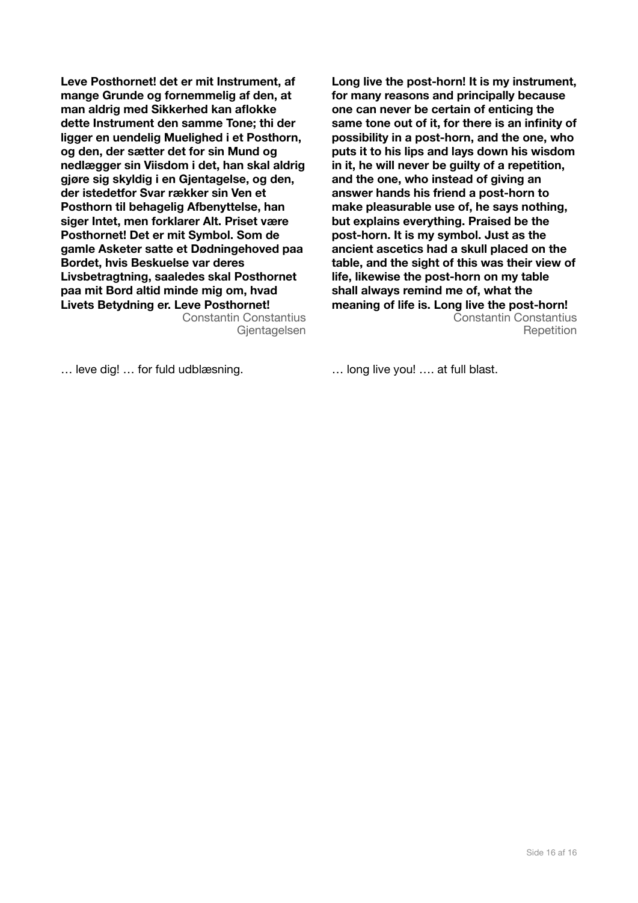**Leve Posthornet! det er mit Instrument, af mange Grunde og fornemmelig af den, at man aldrig med Sikkerhed kan aflokke dette Instrument den samme Tone; thi der ligger en uendelig Muelighed i et Posthorn, og den, der sætter det for sin Mund og nedlægger sin Viisdom i det, han skal aldrig gjøre sig skyldig i en Gjentagelse, og den, der istedetfor Svar rækker sin Ven et Posthorn til behagelig Afbenyttelse, han siger Intet, men forklarer Alt. Priset være Posthornet! Det er mit Symbol. Som de gamle Asketer satte et Dødningehoved paa Bordet, hvis Beskuelse var deres Livsbetragtning, saaledes skal Posthornet paa mit Bord altid minde mig om, hvad Livets Betydning er. Leve Posthornet!**

Constantin Constantius
Gjentagelsen

**Long live the post-horn! It is my instrument, for many reasons and principally because one can never be certain of enticing the same tone out of it, for there is an infinity of possibility in a post-horn, and the one, who puts it to his lips and lays down his wisdom in it, he will never be guilty of a repetition, and the one, who instead of giving an answer hands his friend a post-horn to make pleasurable use of, he says nothing, but explains everything. Praised be the post-horn. It is my symbol. Just as the ancient ascetics had a skull placed on the table, and the sight of this was their view of life, likewise the post-horn on my table shall always remind me of, what the meaning of life is. Long live the post-horn!**

Constantin Constantius
Repetition

… leve dig! … for fuld udblæsning.

… long live you! …. at full blast.